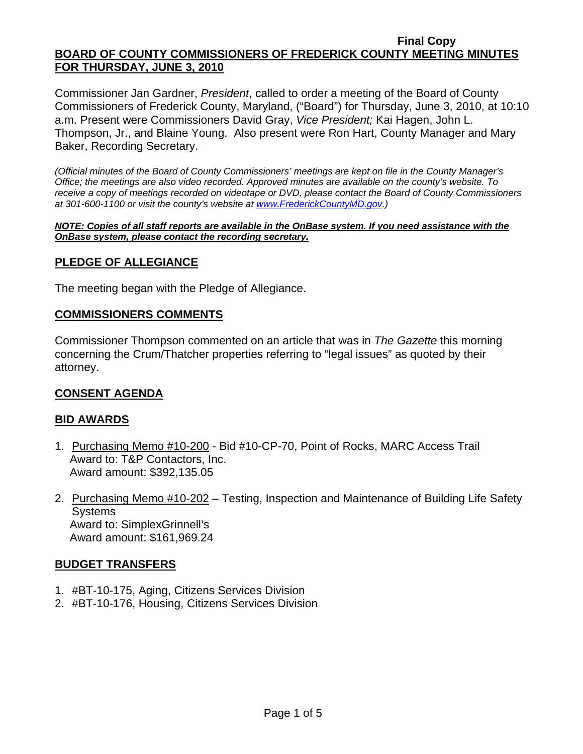**Final Copy**

**BOARD OF COUNTY COMMISSIONERS OF FREDERICK COUNTY MEETING MINUTES FOR THURSDAY, JUNE 3, 2010**

Commissioner Jan Gardner, *President*, called to order a meeting of the Board of County Commissioners of Frederick County, Maryland, ("Board") for Thursday, June 3, 2010, at 10:10 a.m. Present were Commissioners David Gray, *Vice President;* Kai Hagen, John L. Thompson, Jr., and Blaine Young. Also present were Ron Hart, County Manager and Mary Baker, Recording Secretary.

*(Official minutes of the Board of County Commissioners' meetings are kept on file in the County Manager's Office; the meetings are also video recorded. Approved minutes are available on the county's website. To receive a copy of meetings recorded on videotape or DVD, please contact the Board of County Commissioners at 301-600-1100 or visit the county's website at www.FrederickCountyMD.gov.)*

***NOTE: Copies of all staff reports are available in the OnBase system. If you need assistance with the OnBase system, please contact the recording secretary.***

## PLEDGE OF ALLEGIANCE

The meeting began with the Pledge of Allegiance.

## COMMISSIONERS COMMENTS

Commissioner Thompson commented on an article that was in *The Gazette* this morning concerning the Crum/Thatcher properties referring to "legal issues" as quoted by their attorney.

## CONSENT AGENDA

## BID AWARDS

1. Purchasing Memo #10-200 - Bid #10-CP-70, Point of Rocks, MARC Access Trail
   Award to: T&P Contactors, Inc.
   Award amount: $392,135.05

2. Purchasing Memo #10-202 – Testing, Inspection and Maintenance of Building Life Safety Systems
   Award to: SimplexGrinnell's
   Award amount: $161,969.24

## BUDGET TRANSFERS

1. #BT-10-175, Aging, Citizens Services Division
2. #BT-10-176, Housing, Citizens Services Division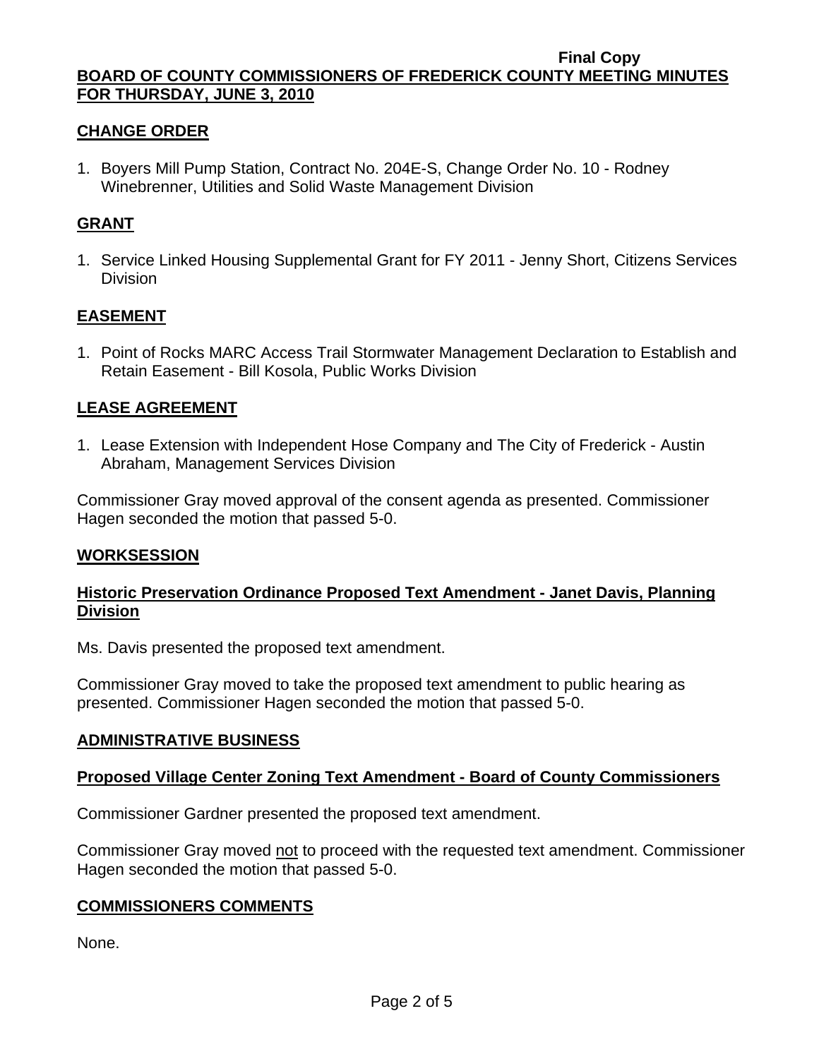## CHANGE ORDER

1. Boyers Mill Pump Station, Contract No. 204E-S, Change Order No. 10 - Rodney Winebrenner, Utilities and Solid Waste Management Division

## GRANT

1. Service Linked Housing Supplemental Grant for FY 2011 - Jenny Short, Citizens Services Division

## EASEMENT

1. Point of Rocks MARC Access Trail Stormwater Management Declaration to Establish and Retain Easement - Bill Kosola, Public Works Division

## LEASE AGREEMENT

1. Lease Extension with Independent Hose Company and The City of Frederick - Austin Abraham, Management Services Division

Commissioner Gray moved approval of the consent agenda as presented. Commissioner Hagen seconded the motion that passed 5-0.

## WORKSESSION

### Historic Preservation Ordinance Proposed Text Amendment - Janet Davis, Planning Division

Ms. Davis presented the proposed text amendment.

Commissioner Gray moved to take the proposed text amendment to public hearing as presented. Commissioner Hagen seconded the motion that passed 5-0.

## ADMINISTRATIVE BUSINESS

### Proposed Village Center Zoning Text Amendment - Board of County Commissioners

Commissioner Gardner presented the proposed text amendment.

Commissioner Gray moved not to proceed with the requested text amendment. Commissioner Hagen seconded the motion that passed 5-0.

## COMMISSIONERS COMMENTS

None.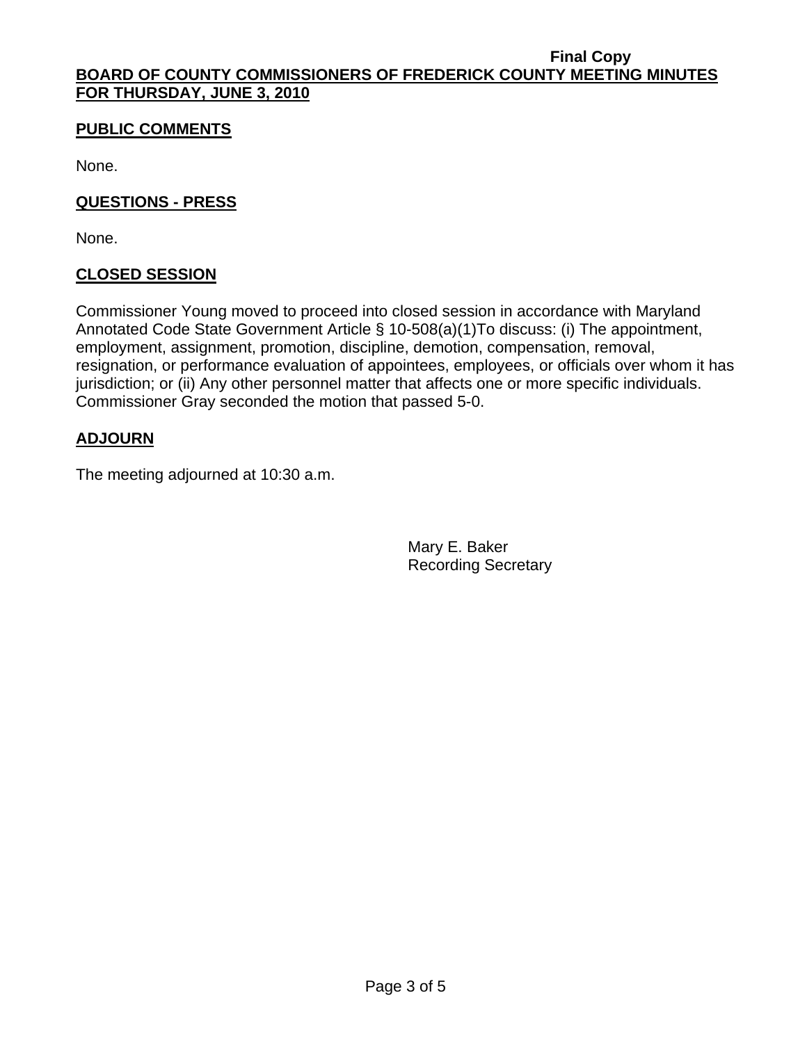Final Copy

**BOARD OF COUNTY COMMISSIONERS OF FREDERICK COUNTY MEETING MINUTES FOR THURSDAY, JUNE 3, 2010**

## PUBLIC COMMENTS

None.

## QUESTIONS - PRESS

None.

## CLOSED SESSION

Commissioner Young moved to proceed into closed session in accordance with Maryland Annotated Code State Government Article § 10-508(a)(1)To discuss: (i) The appointment, employment, assignment, promotion, discipline, demotion, compensation, removal, resignation, or performance evaluation of appointees, employees, or officials over whom it has jurisdiction; or (ii) Any other personnel matter that affects one or more specific individuals. Commissioner Gray seconded the motion that passed 5-0.

## ADJOURN

The meeting adjourned at 10:30 a.m.

Mary E. Baker
Recording Secretary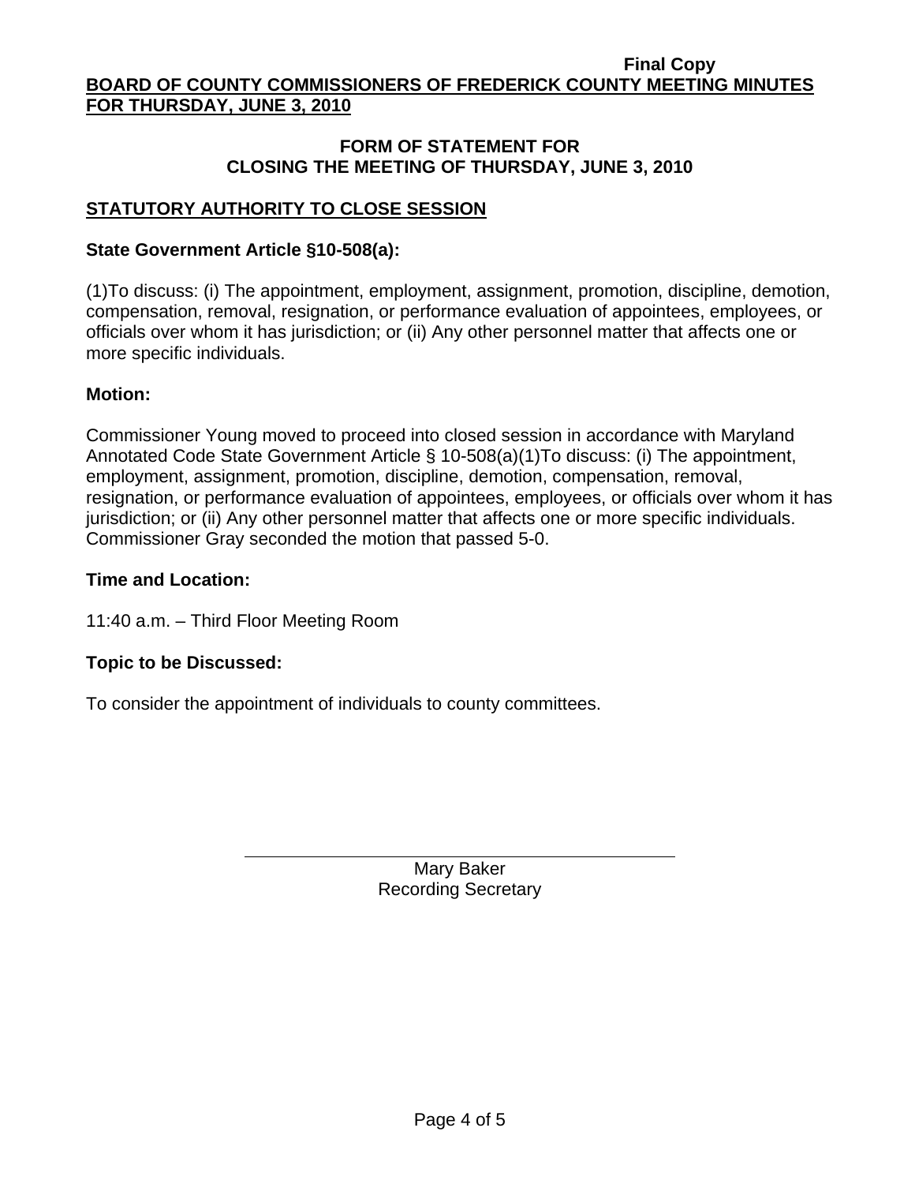**Final Copy**

**BOARD OF COUNTY COMMISSIONERS OF FREDERICK COUNTY MEETING MINUTES FOR THURSDAY, JUNE 3, 2010**

## FORM OF STATEMENT FOR CLOSING THE MEETING OF THURSDAY, JUNE 3, 2010

### STATUTORY AUTHORITY TO CLOSE SESSION

**State Government Article §10-508(a):**

(1)To discuss: (i) The appointment, employment, assignment, promotion, discipline, demotion, compensation, removal, resignation, or performance evaluation of appointees, employees, or officials over whom it has jurisdiction; or (ii) Any other personnel matter that affects one or more specific individuals.

**Motion:**

Commissioner Young moved to proceed into closed session in accordance with Maryland Annotated Code State Government Article § 10-508(a)(1)To discuss: (i) The appointment, employment, assignment, promotion, discipline, demotion, compensation, removal, resignation, or performance evaluation of appointees, employees, or officials over whom it has jurisdiction; or (ii) Any other personnel matter that affects one or more specific individuals. Commissioner Gray seconded the motion that passed 5-0.

**Time and Location:**

11:40 a.m. – Third Floor Meeting Room

**Topic to be Discussed:**

To consider the appointment of individuals to county committees.

Mary Baker
Recording Secretary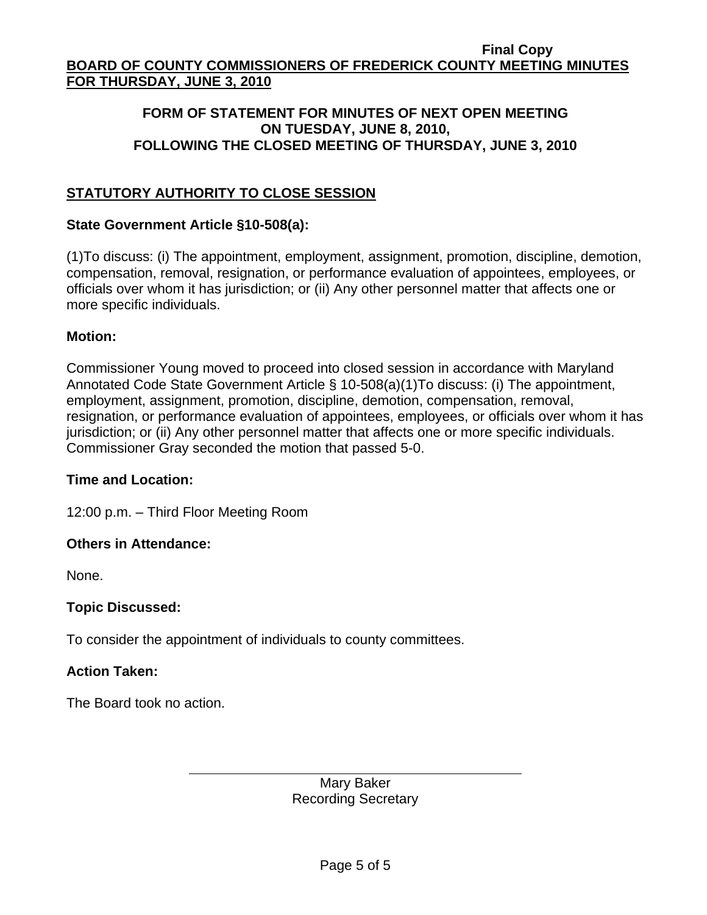**Final Copy**

**BOARD OF COUNTY COMMISSIONERS OF FREDERICK COUNTY MEETING MINUTES FOR THURSDAY, JUNE 3, 2010**

**FORM OF STATEMENT FOR MINUTES OF NEXT OPEN MEETING ON TUESDAY, JUNE 8, 2010, FOLLOWING THE CLOSED MEETING OF THURSDAY, JUNE 3, 2010**

## STATUTORY AUTHORITY TO CLOSE SESSION

**State Government Article §10-508(a):**

(1)To discuss: (i) The appointment, employment, assignment, promotion, discipline, demotion, compensation, removal, resignation, or performance evaluation of appointees, employees, or officials over whom it has jurisdiction; or (ii) Any other personnel matter that affects one or more specific individuals.

**Motion:**

Commissioner Young moved to proceed into closed session in accordance with Maryland Annotated Code State Government Article § 10-508(a)(1)To discuss: (i) The appointment, employment, assignment, promotion, discipline, demotion, compensation, removal, resignation, or performance evaluation of appointees, employees, or officials over whom it has jurisdiction; or (ii) Any other personnel matter that affects one or more specific individuals. Commissioner Gray seconded the motion that passed 5-0.

**Time and Location:**

12:00 p.m. – Third Floor Meeting Room

**Others in Attendance:**

None.

**Topic Discussed:**

To consider the appointment of individuals to county committees.

**Action Taken:**

The Board took no action.

Mary Baker
Recording Secretary